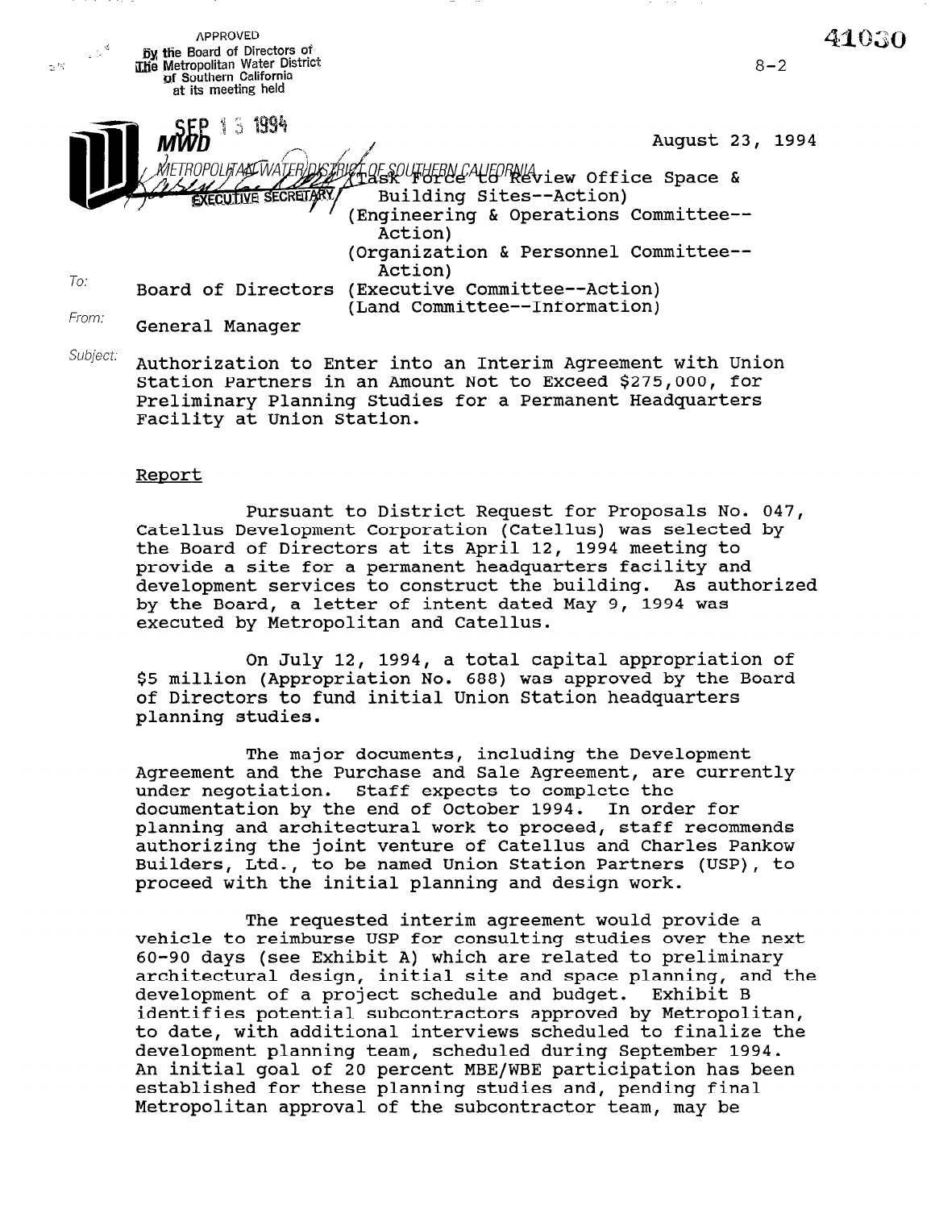APPROVED
by the Board of Directors of
The Metropolitan Water District
of Southern California
at its meeting held

SEP 13 1994

EXECUTIVE SECRETARY

41030

8-2

August 23, 1994

(Task Force to Review Office Space & Building Sites--Action)
(Engineering & Operations Committee--Action)
(Organization & Personnel Committee--Action)
(Executive Committee--Action)
(Land Committee--Information)

To: Board of Directors

From: General Manager

Subject: Authorization to Enter into an Interim Agreement with Union Station Partners in an Amount Not to Exceed $275,000, for Preliminary Planning Studies for a Permanent Headquarters Facility at Union Station.

## Report

Pursuant to District Request for Proposals No. 047, Catellus Development Corporation (Catellus) was selected by the Board of Directors at its April 12, 1994 meeting to provide a site for a permanent headquarters facility and development services to construct the building. As authorized by the Board, a letter of intent dated May 9, 1994 was executed by Metropolitan and Catellus.

On July 12, 1994, a total capital appropriation of $5 million (Appropriation No. 688) was approved by the Board of Directors to fund initial Union Station headquarters planning studies.

The major documents, including the Development Agreement and the Purchase and Sale Agreement, are currently under negotiation. Staff expects to complete the documentation by the end of October 1994. In order for planning and architectural work to proceed, staff recommends authorizing the joint venture of Catellus and Charles Pankow Builders, Ltd., to be named Union Station Partners (USP), to proceed with the initial planning and design work.

The requested interim agreement would provide a vehicle to reimburse USP for consulting studies over the next 60-90 days (see Exhibit A) which are related to preliminary architectural design, initial site and space planning, and the development of a project schedule and budget. Exhibit B identifies potential subcontractors approved by Metropolitan, to date, with additional interviews scheduled to finalize the development planning team, scheduled during September 1994. An initial goal of 20 percent MBE/WBE participation has been established for these planning studies and, pending final Metropolitan approval of the subcontractor team, may be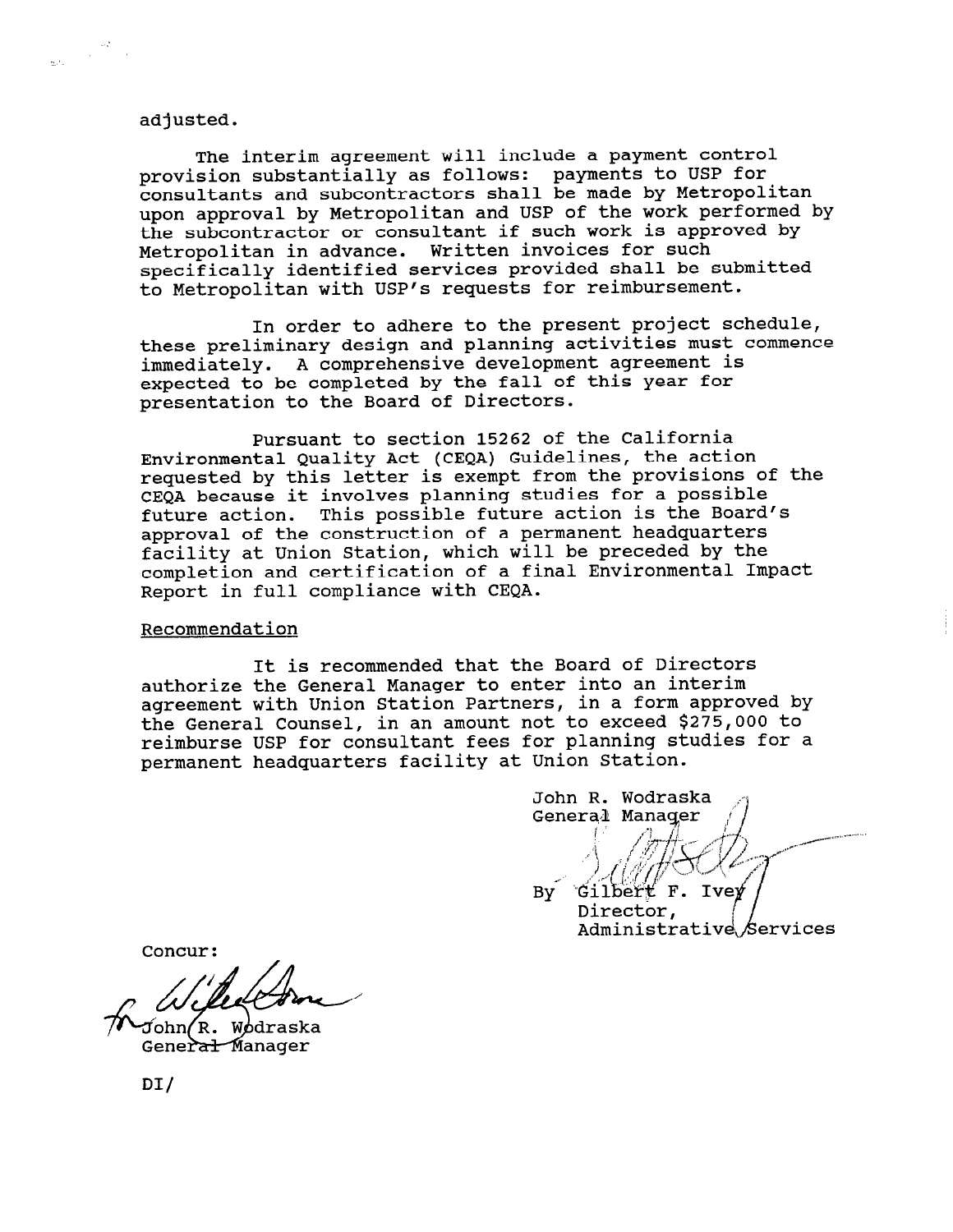adjusted.

The interim agreement will include a payment control provision substantially as follows: payments to USP for consultants and subcontractors shall be made by Metropolitan upon approval by Metropolitan and USP of the work performed by the subcontractor or consultant if such work is approved by Metropolitan in advance. Written invoices for such specifically identified services provided shall be submitted to Metropolitan with USP's requests for reimbursement.

In order to adhere to the present project schedule, these preliminary design and planning activities must commence immediately. A comprehensive development agreement is expected to be completed by the fall of this year for presentation to the Board of Directors.

Pursuant to section 15262 of the California Environmental Quality Act (CEQA) Guidelines, the action requested by this letter is exempt from the provisions of the CEQA because it involves planning studies for a possible future action. This possible future action is the Board's approval of the construction of a permanent headquarters facility at Union Station, which will be preceded by the completion and certification of a final Environmental Impact Report in full compliance with CEQA.

Recommendation

It is recommended that the Board of Directors authorize the General Manager to enter into an interim agreement with Union Station Partners, in a form approved by the General Counsel, in an amount not to exceed $275,000 to reimburse USP for consultant fees for planning studies for a permanent headquarters facility at Union Station.

John R. Wodraska
General Manager

By Gilbert F. Ivey
Director,
Administrative Services

Concur:

John R. Wodraska
General Manager

DI/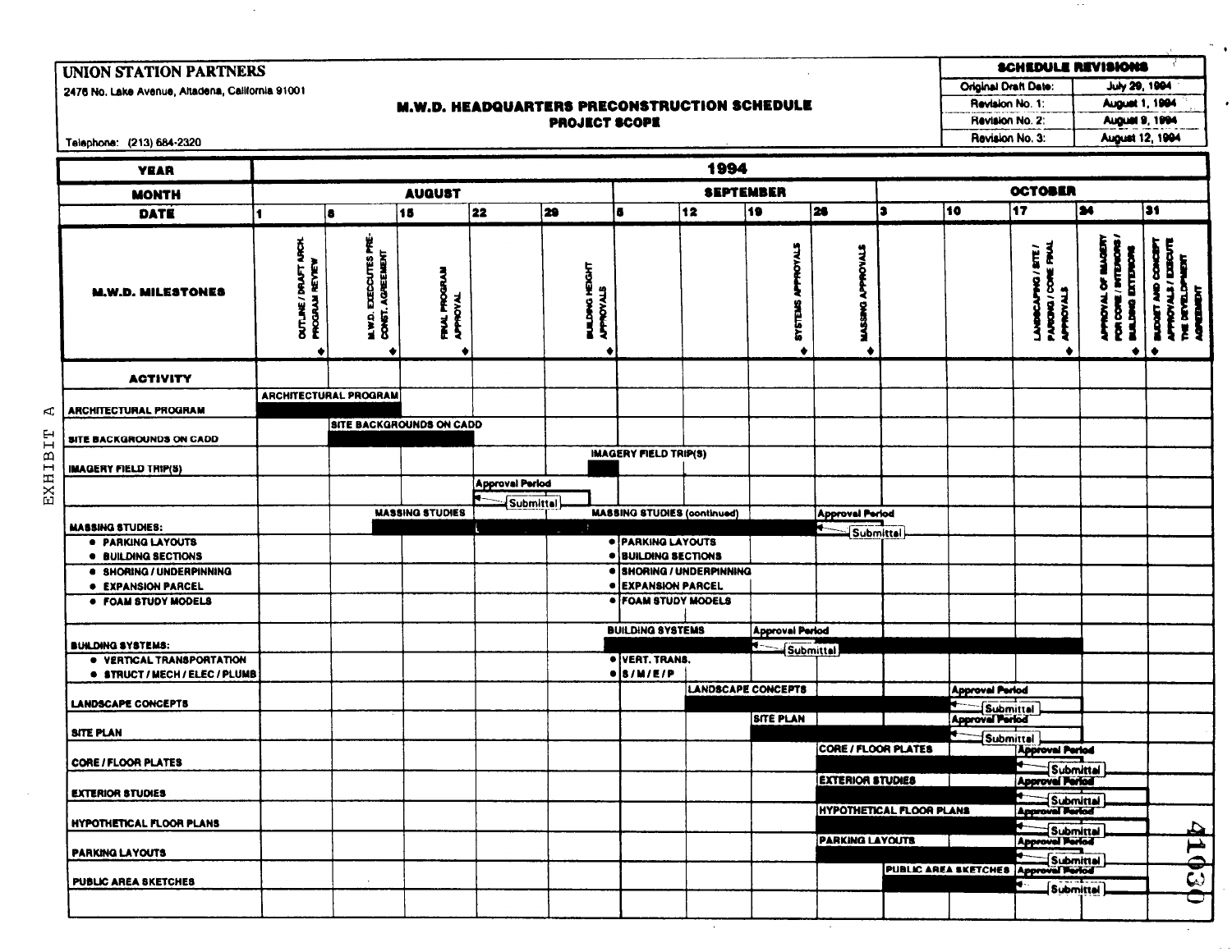# UNION STATION PARTNERS

2476 No. Lake Avenue, Altadena, California 91001

Telephone: (213) 684-2320

## M.W.D. HEADQUARTERS PRECONSTRUCTION SCHEDULE
### PROJECT SCOPE

| SCHEDULE REVISIONS | |
|---|---|
| Original Draft Date: | July 29, 1994 |
| Revision No. 1: | August 1, 1994 |
| Revision No. 2: | August 9, 1994 |
| Revision No. 3: | August 12, 1994 |

| YEAR | 1994 | | | | | | | | | | | | | |
|---|---|---|---|---|---|---|---|---|---|---|---|---|---|---|
| MONTH | AUGUST | | | | | SEPTEMBER | | | | OCTOBER | | | | |
| DATE | 1 | 8 | 15 | 22 | 29 | 5 | 12 | 19 | 26 | 3 | 10 | 17 | 24 | 31 |
| M.W.D. MILESTONES | OUTLINE / DRAFT ARCH. PROGRAM REVIEW ◆ | M.W.D. EXECUTES PRE-CONST. AGREEMENT ◆ | FINAL PROGRAM APPROVAL ◆ | | BUILDING HEIGHT APPROVALS ◆ | | | SYSTEMS APPROVALS ◆ | MASSING APPROVALS ◆ | | | LANDSCAPING / SITE / PARKING / CORE FINAL APPROVALS ◆ | APPROVAL OF IMAGERY FOR CORE / INTERIORS / BUILDING EXTERIORS ◆ | ◆ BUDGET AND CONCEPT APPROVALS / EXECUTE THE DEVELOPMENT AGREEMENT |

| ACTIVITY | Schedule |
|---|---|
| ARCHITECTURAL PROGRAM | ARCHITECTURAL PROGRAM: Aug 1 – Aug 15 |
| SITE BACKGROUNDS ON CADD | SITE BACKGROUNDS ON CADD: Aug 8 – Aug 22 |
| IMAGERY FIELD TRIP(S) | IMAGERY FIELD TRIP(S): week of Aug 29 (approx. Sept 1–5) |
| | Approval Period / Submittal: Aug 22 – Sept 1 |
| MASSING STUDIES: • PARKING LAYOUTS • BUILDING SECTIONS • SHORING / UNDERPINNING • EXPANSION PARCEL • FOAM STUDY MODELS | MASSING STUDIES: Aug 15 – Sept 5; MASSING STUDIES (continued): Sept 5 – Sept 26 (• PARKING LAYOUTS • BUILDING SECTIONS • SHORING / UNDERPINNING • EXPANSION PARCEL • FOAM STUDY MODELS); Approval Period / Submittal: Sept 26 – Oct 3 |
| BUILDING SYSTEMS: • VERTICAL TRANSPORTATION • STRUCT / MECH / ELEC / PLUMB | BUILDING SYSTEMS: Sept 5 – Sept 19 (• VERT. TRANS. • S / M / E / P); Approval Period / Submittal: Sept 19 – Oct 24 |
| LANDSCAPE CONCEPTS | LANDSCAPE CONCEPTS: Sept 12 – Oct 10; Approval Period / Submittal: Oct 10 – Oct 24 |
| SITE PLAN | SITE PLAN: Sept 19 – Oct 10; Approval Period / Submittal: Oct 10 – Oct 24 |
| CORE / FLOOR PLATES | CORE / FLOOR PLATES: Sept 26 – Oct 17; Approval Period / Submittal: Oct 17 – Oct 31 |
| EXTERIOR STUDIES | EXTERIOR STUDIES: Sept 26 – Oct 17; Approval Period / Submittal: Oct 17 – Oct 31 |
| HYPOTHETICAL FLOOR PLANS | HYPOTHETICAL FLOOR PLANS: Sept 26 – Oct 17; Approval Period / Submittal: Oct 17 – Oct 31 |
| PARKING LAYOUTS | PARKING LAYOUTS: Sept 26 – Oct 17; Approval Period / Submittal: Oct 17 – Oct 31 |
| PUBLIC AREA SKETCHES | PUBLIC AREA SKETCHES: Oct 3 – Oct 17; Approval Period / Submittal: Oct 17 – Oct 31 |

EXHIBIT A

41030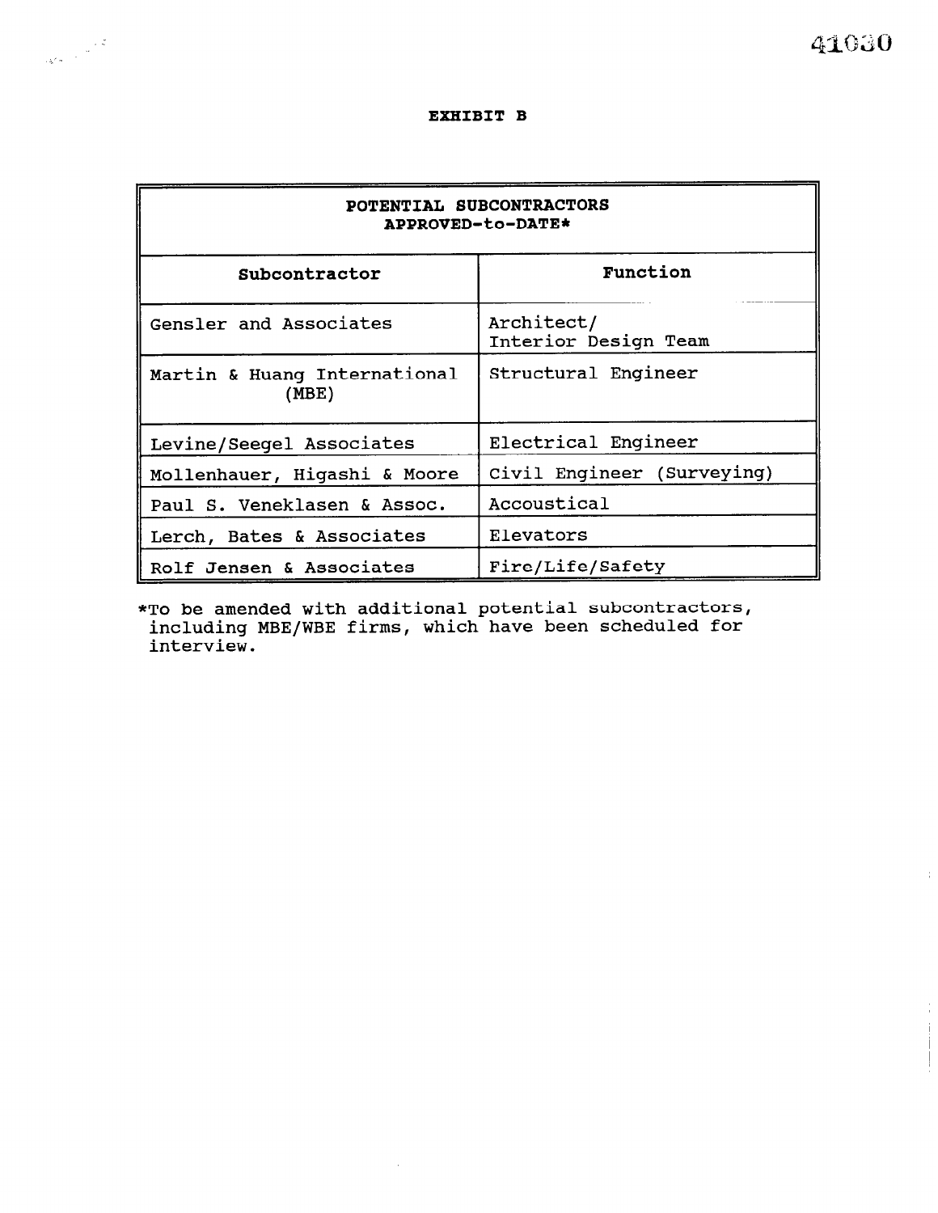# EXHIBIT B

| POTENTIAL SUBCONTRACTORS APPROVED-to-DATE* | |
|---|---|
| **Subcontractor** | **Function** |
| Gensler and Associates | Architect/ Interior Design Team |
| Martin & Huang International (MBE) | Structural Engineer |
| Levine/Seegel Associates | Electrical Engineer |
| Mollenhauer, Higashi & Moore | Civil Engineer (Surveying) |
| Paul S. Veneklasen & Assoc. | Accoustical |
| Lerch, Bates & Associates | Elevators |
| Rolf Jensen & Associates | Fire/Life/Safety |

*To be amended with additional potential subcontractors, including MBE/WBE firms, which have been scheduled for interview.